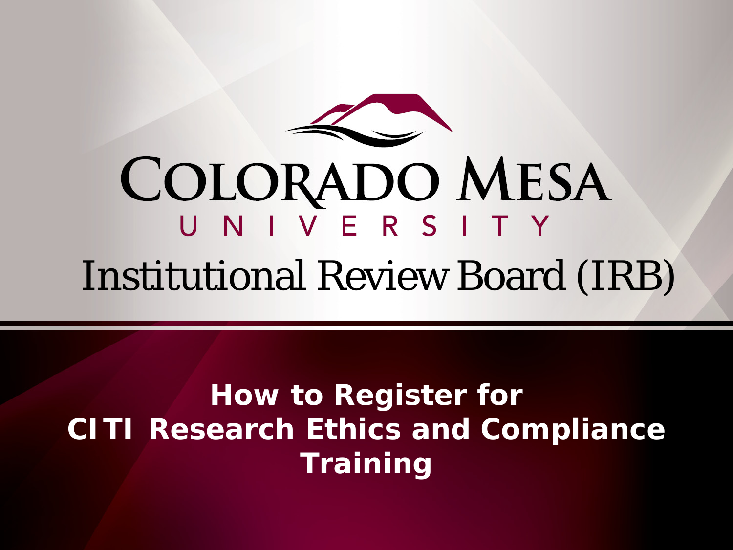# Colorado Mesa University

## Institutional Review Board (IRB)

**How to Register for CITI Research Ethics and Compliance Training**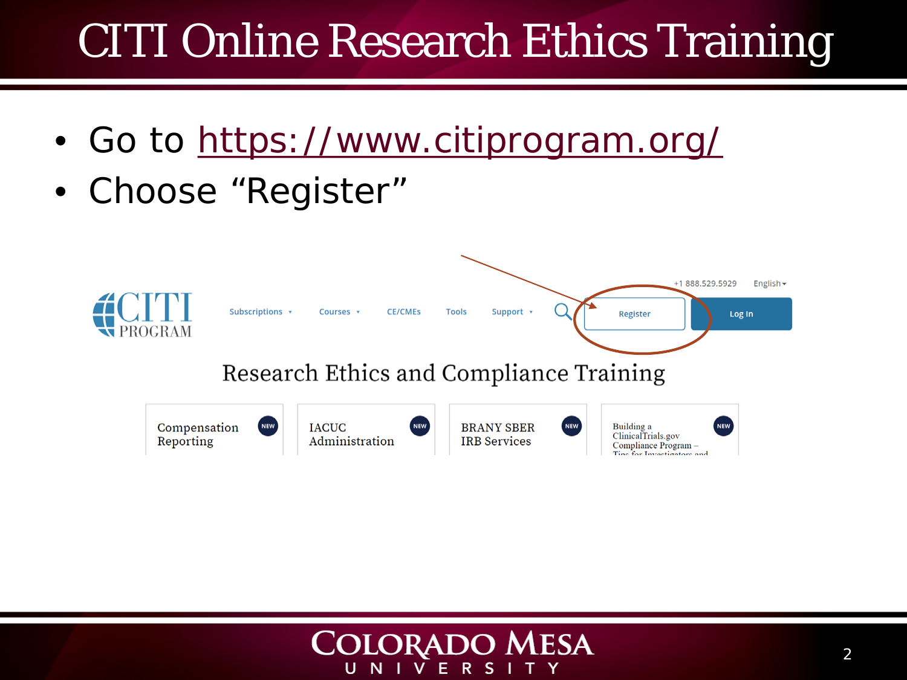# CITI Online Research Ethics Training

- Go to https://www.citiprogram.org/
- Choose “Register”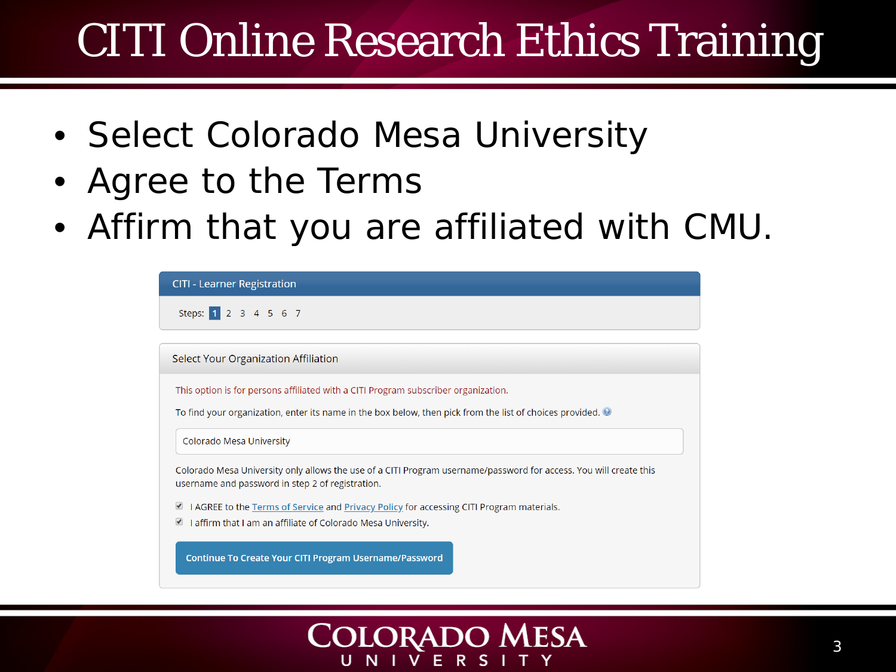# CITI Online Research Ethics Training

- Select Colorado Mesa University
- Agree to the Terms
- Affirm that you are affiliated with CMU.

CITI - Learner Registration

Steps: 1 2 3 4 5 6 7

Select Your Organization Affiliation

This option is for persons affiliated with a CITI Program subscriber organization.

To find your organization, enter its name in the box below, then pick from the list of choices provided.

Colorado Mesa University

Colorado Mesa University only allows the use of a CITI Program username/password for access. You will create this username and password in step 2 of registration.

- [x] I AGREE to the Terms of Service and Privacy Policy for accessing CITI Program materials.
- [x] I affirm that I am an affiliate of Colorado Mesa University.

Continue To Create Your CITI Program Username/Password

COLORADO MESA UNIVERSITY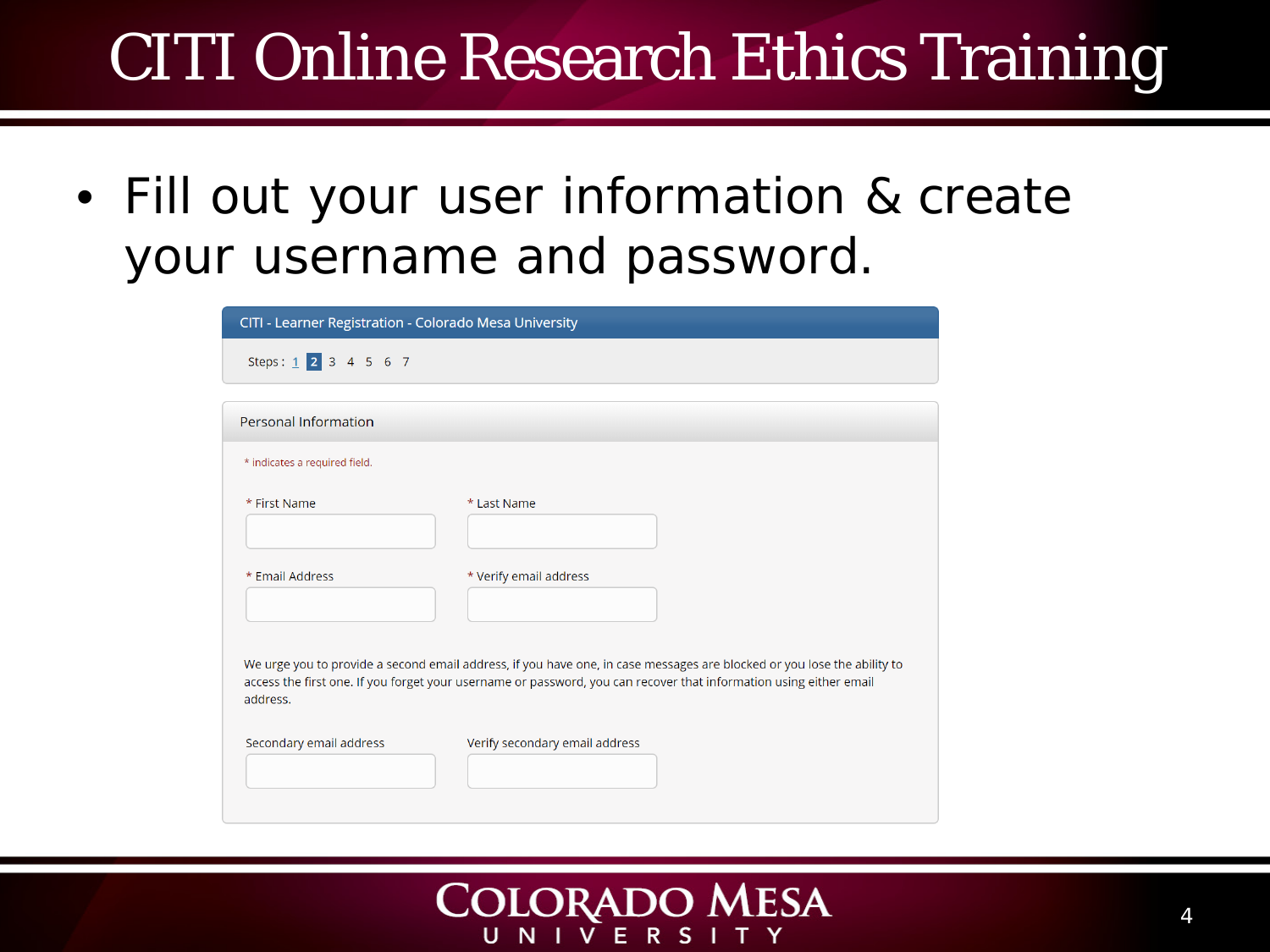# CITI Online Research Ethics Training

- Fill out your user information & create your username and password.

CITI - Learner Registration - Colorado Mesa University

Steps : 1 **2** 3 4 5 6 7

Personal Information

* indicates a required field.

* First Name

* Last Name

* Email Address

* Verify email address

We urge you to provide a second email address, if you have one, in case messages are blocked or you lose the ability to access the first one. If you forget your username or password, you can recover that information using either email address.

Secondary email address

Verify secondary email address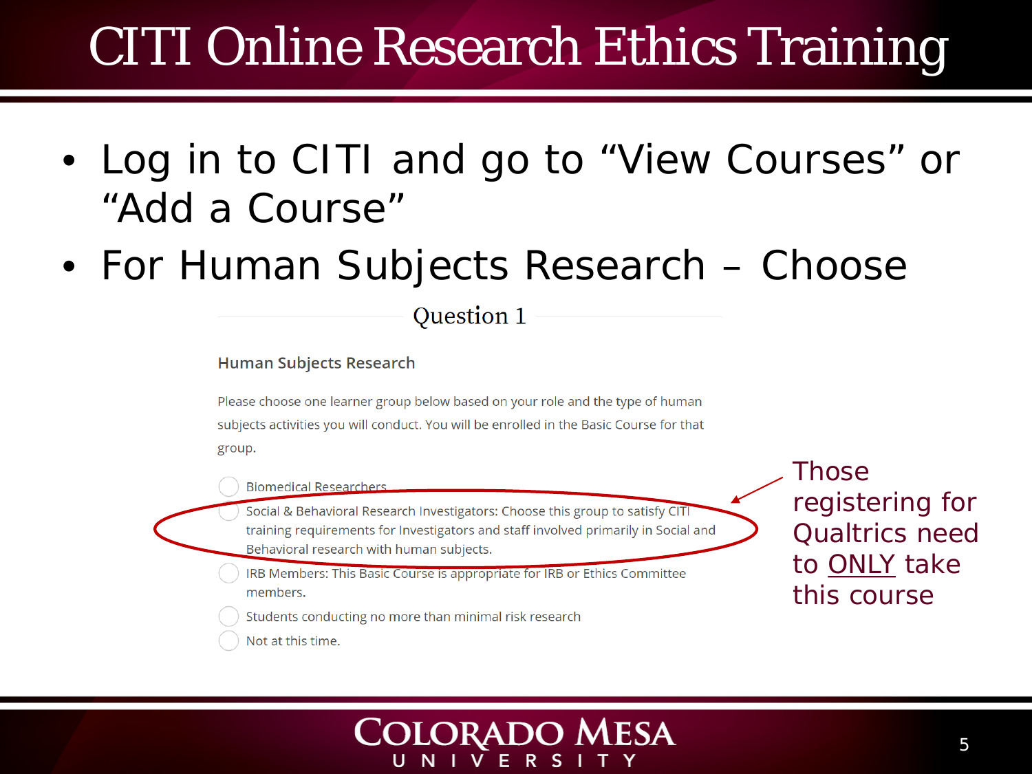# CITI Online Research Ethics Training

- Log in to CITI and go to “View Courses” or “Add a Course”
- For Human Subjects Research – Choose

Question 1

**Human Subjects Research**

Please choose one learner group below based on your role and the type of human subjects activities you will conduct. You will be enrolled in the Basic Course for that group.

- Biomedical Researchers
- Social & Behavioral Research Investigators: Choose this group to satisfy CITI training requirements for Investigators and staff involved primarily in Social and Behavioral research with human subjects.
- IRB Members: This Basic Course is appropriate for IRB or Ethics Committee members.
- Students conducting no more than minimal risk research
- Not at this time.

Those registering for Qualtrics need to ONLY take this course

Colorado Mesa University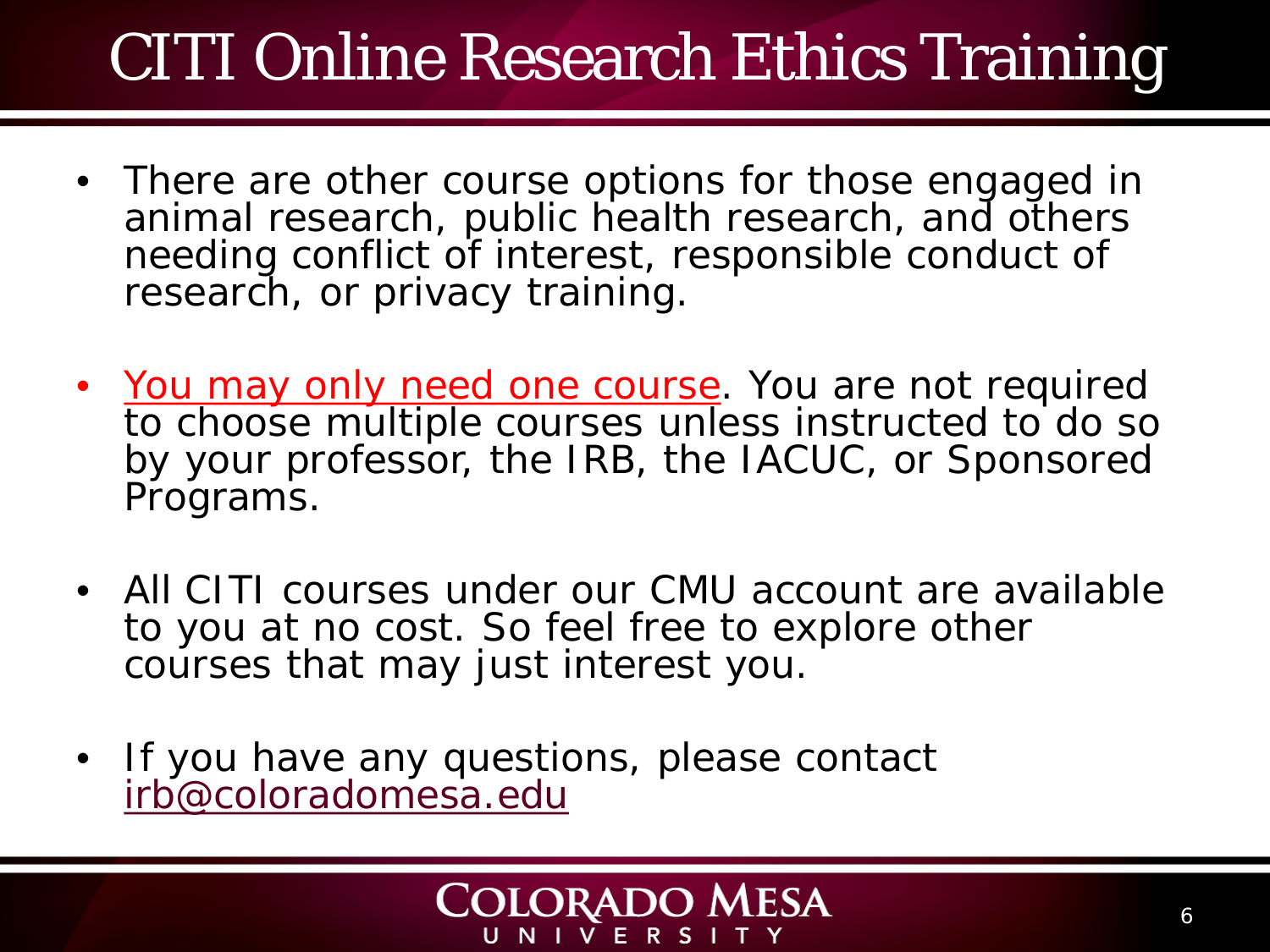# CITI Online Research Ethics Training

- There are other course options for those engaged in animal research, public health research, and others needing conflict of interest, responsible conduct of research, or privacy training.
- You may only need one course. You are not required to choose multiple courses unless instructed to do so by your professor, the IRB, the IACUC, or Sponsored Programs.
- All CITI courses under our CMU account are available to you at no cost. So feel free to explore other courses that may just interest you.
- If you have any questions, please contact irb@coloradomesa.edu

Colorado Mesa University